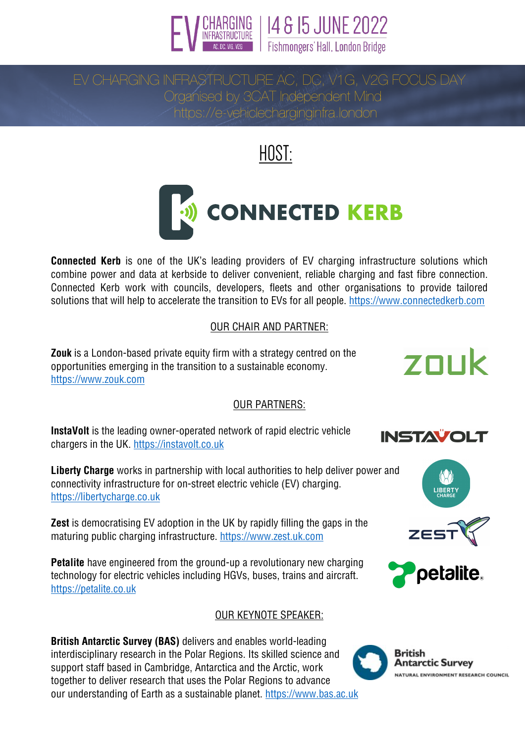EV CHARGING INFRASTRUCTURE AC, DC, V1G, V2G | 14 & 15 JUNE 2022 | Fishmongers' Hall, London Bridge

# EV CHARGING INFRASTRUCTURE AC, DC, V1G, V2G FOCUS DAY

Organised by 3CAT Independent Mind

https://e-vehiclecharginginfra.london

## HOST:

CONNECTED KERB

**Connected Kerb** is one of the UK's leading providers of EV charging infrastructure solutions which combine power and data at kerbside to deliver convenient, reliable charging and fast fibre connection. Connected Kerb work with councils, developers, fleets and other organisations to provide tailored solutions that will help to accelerate the transition to EVs for all people. https://www.connectedkerb.com

## OUR CHAIR AND PARTNER:

**Zouk** is a London-based private equity firm with a strategy centred on the opportunities emerging in the transition to a sustainable economy. https://www.zouk.com

## OUR PARTNERS:

**InstaVolt** is the leading owner-operated network of rapid electric vehicle chargers in the UK. https://instavolt.co.uk

**Liberty Charge** works in partnership with local authorities to help deliver power and connectivity infrastructure for on-street electric vehicle (EV) charging. https://libertycharge.co.uk

**Zest** is democratising EV adoption in the UK by rapidly filling the gaps in the maturing public charging infrastructure. https://www.zest.uk.com

**Petalite** have engineered from the ground-up a revolutionary new charging technology for electric vehicles including HGVs, buses, trains and aircraft. https://petalite.co.uk

## OUR KEYNOTE SPEAKER:

**British Antarctic Survey (BAS)** delivers and enables world-leading interdisciplinary research in the Polar Regions. Its skilled science and support staff based in Cambridge, Antarctica and the Arctic, work together to deliver research that uses the Polar Regions to advance our understanding of Earth as a sustainable planet. https://www.bas.ac.uk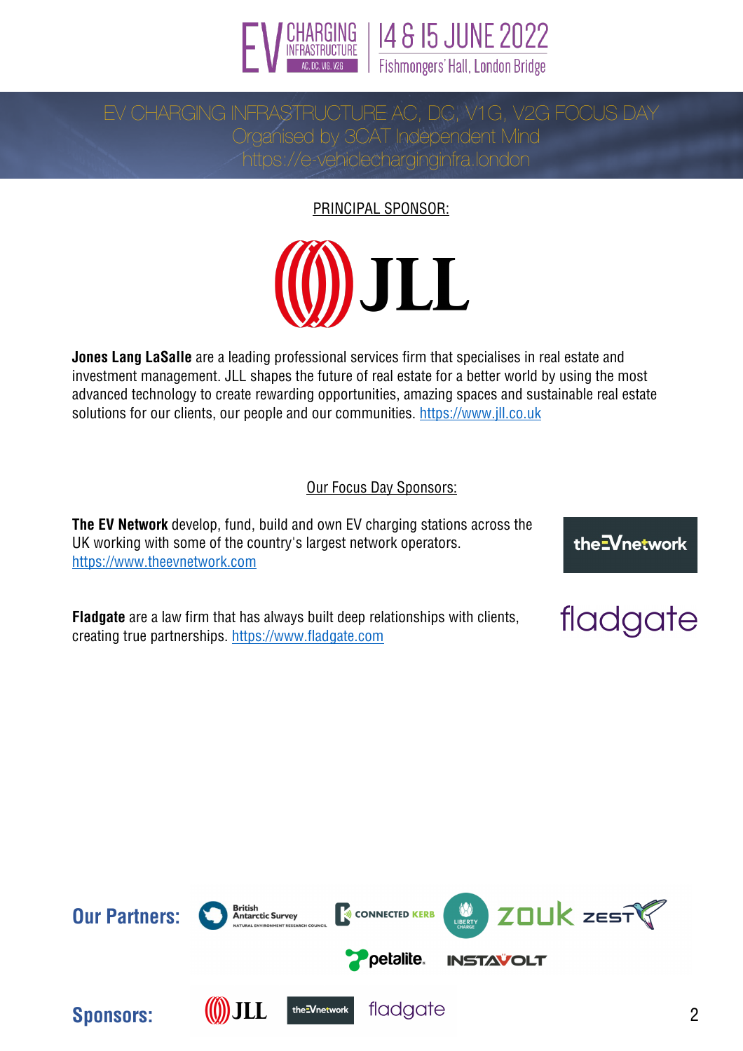EV CHARGING INFRASTRUCTURE AC, DC, V1G, V2G | 14 & 15 JUNE 2022 | Fishmongers' Hall, London Bridge

EV CHARGING INFRASTRUCTURE AC, DC, V1G, V2G FOCUS DAY
Organised by 3CAT Independent Mind
https://e-vehiclecharginginfra.london

PRINCIPAL SPONSOR:

JLL

**Jones Lang LaSalle** are a leading professional services firm that specialises in real estate and investment management. JLL shapes the future of real estate for a better world by using the most advanced technology to create rewarding opportunities, amazing spaces and sustainable real estate solutions for our clients, our people and our communities. https://www.jll.co.uk

Our Focus Day Sponsors:

**The EV Network** develop, fund, build and own EV charging stations across the UK working with some of the country's largest network operators. https://www.theevnetwork.com

**Fladgate** are a law firm that has always built deep relationships with clients, creating true partnerships. https://www.fladgate.com

**Our Partners:** British Antarctic Survey, Connected Kerb, Liberty Charge, Zouk, Zest, Petalite, InstaVolt

**Sponsors:** JLL, theEVnetwork, fladgate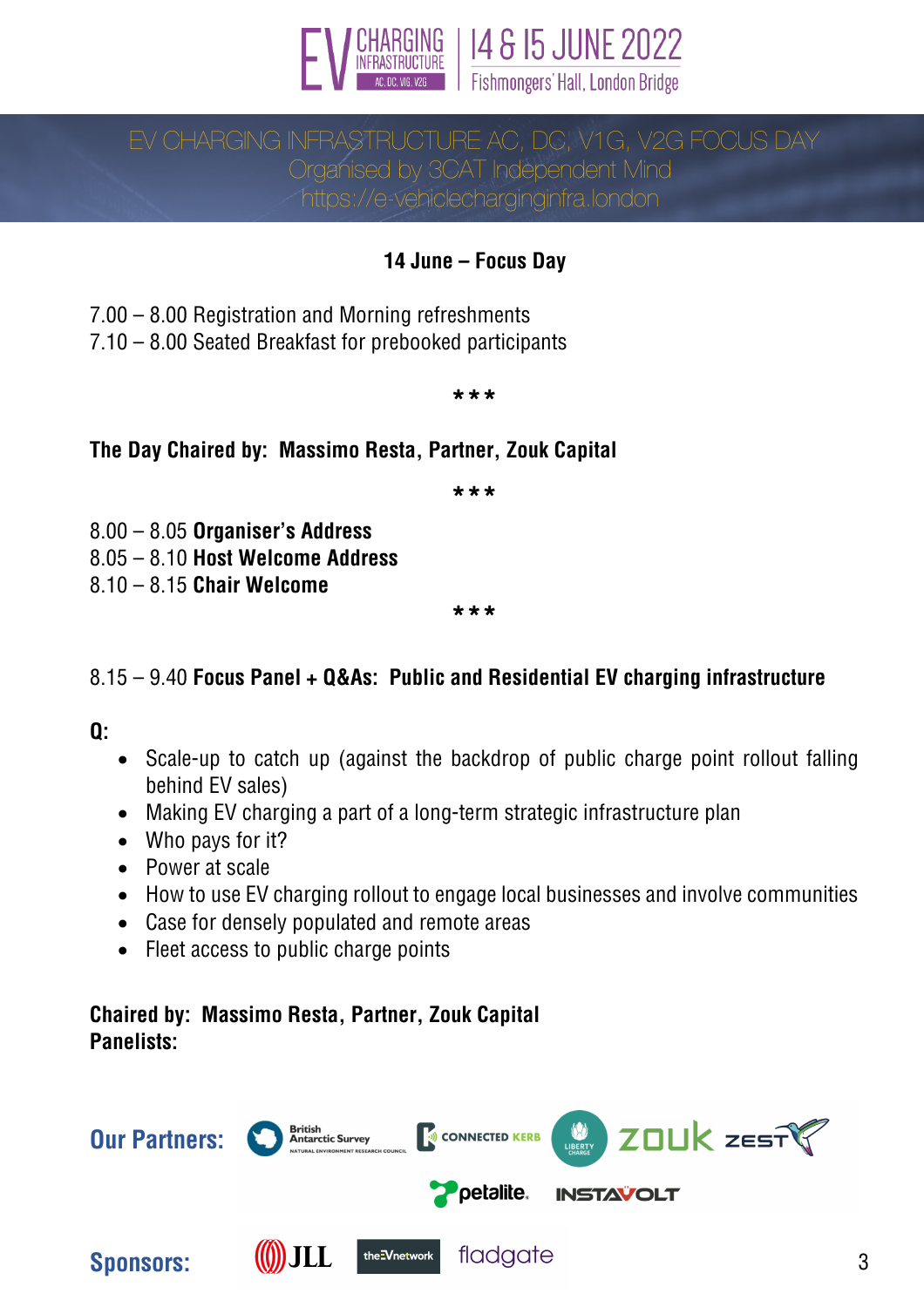**14 June – Focus Day**

7.00 – 8.00 Registration and Morning refreshments
7.10 – 8.00 Seated Breakfast for prebooked participants

\* \* \*

**The Day Chaired by: Massimo Resta, Partner, Zouk Capital**

\* \* \*

8.00 – 8.05 **Organiser's Address**
8.05 – 8.10 **Host Welcome Address**
8.10 – 8.15 **Chair Welcome**

\* \* \*

8.15 – 9.40 **Focus Panel + Q&As: Public and Residential EV charging infrastructure**

**Q:**

- Scale-up to catch up (against the backdrop of public charge point rollout falling behind EV sales)
- Making EV charging a part of a long-term strategic infrastructure plan
- Who pays for it?
- Power at scale
- How to use EV charging rollout to engage local businesses and involve communities
- Case for densely populated and remote areas
- Fleet access to public charge points

**Chaired by: Massimo Resta, Partner, Zouk Capital**
**Panelists:**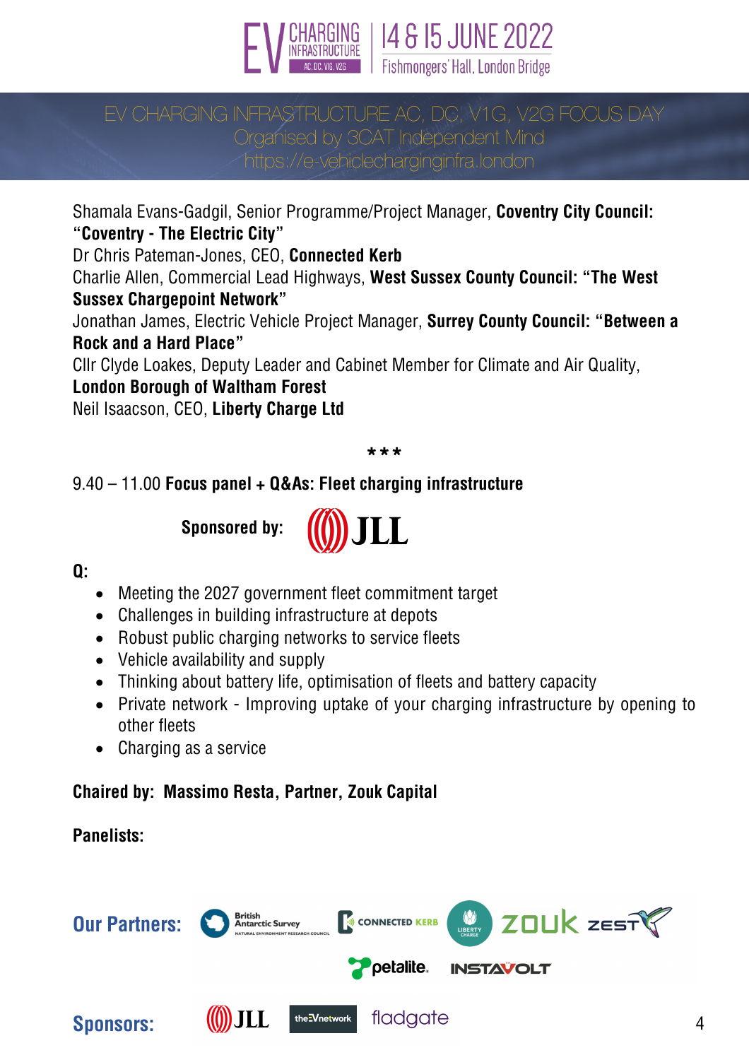Shamala Evans-Gadgil, Senior Programme/Project Manager, **Coventry City Council: "Coventry - The Electric City"**
Dr Chris Pateman-Jones, CEO, **Connected Kerb**
Charlie Allen, Commercial Lead Highways, **West Sussex County Council: "The West Sussex Chargepoint Network"**
Jonathan James, Electric Vehicle Project Manager, **Surrey County Council: "Between a Rock and a Hard Place"**
Cllr Clyde Loakes, Deputy Leader and Cabinet Member for Climate and Air Quality, **London Borough of Waltham Forest**
Neil Isaacson, CEO, **Liberty Charge Ltd**

***

9.40 – 11.00 **Focus panel + Q&As: Fleet charging infrastructure**

**Sponsored by:** JLL

**Q:**

- Meeting the 2027 government fleet commitment target
- Challenges in building infrastructure at depots
- Robust public charging networks to service fleets
- Vehicle availability and supply
- Thinking about battery life, optimisation of fleets and battery capacity
- Private network - Improving uptake of your charging infrastructure by opening to other fleets
- Charging as a service

**Chaired by: Massimo Resta, Partner, Zouk Capital**

**Panelists:**

**Our Partners:** British Antarctic Survey, Connected Kerb, Liberty Charge, Zouk, Zest, Petalite, InstaVolt

**Sponsors:** JLL, theEVnetwork, fladgate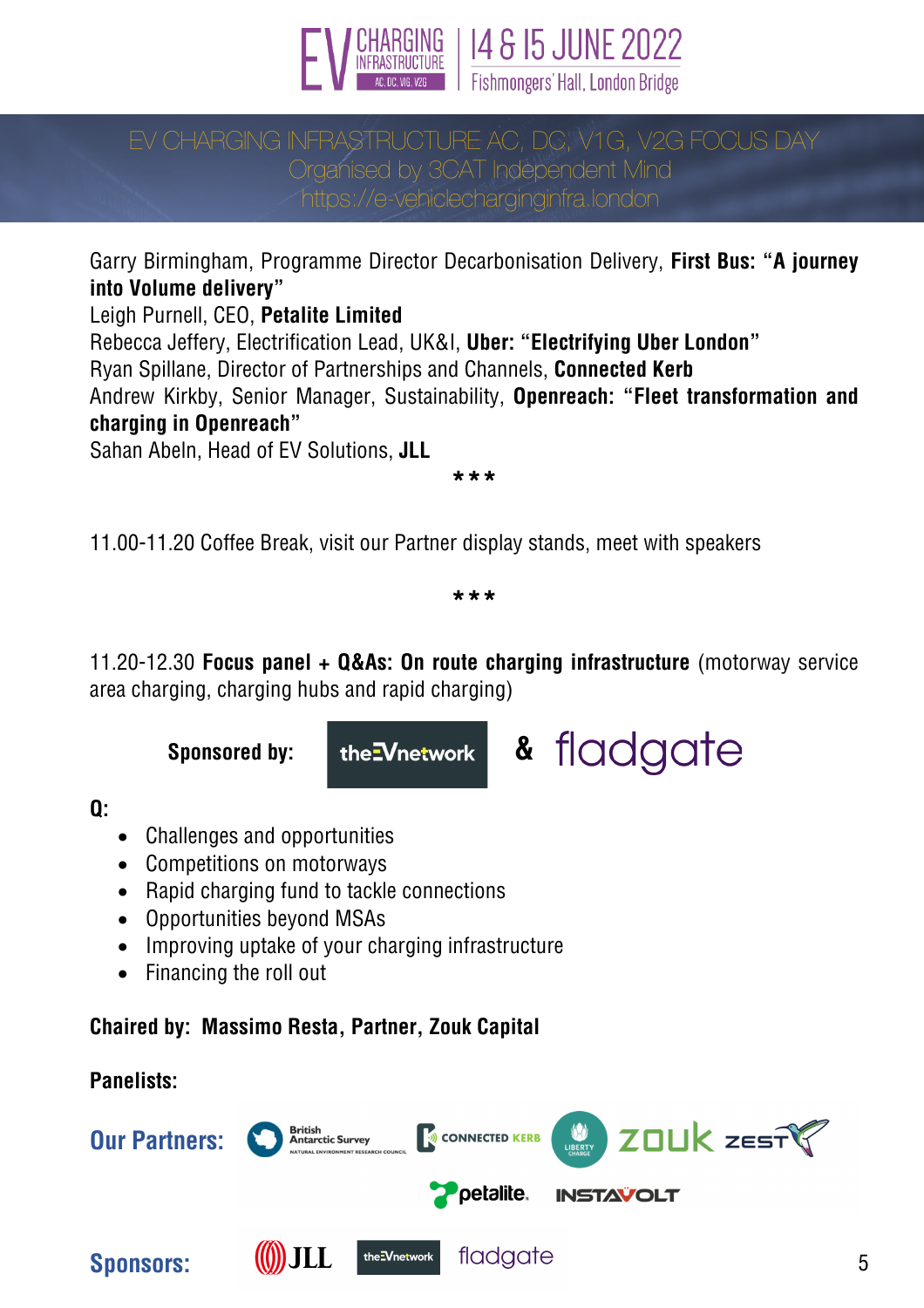Garry Birmingham, Programme Director Decarbonisation Delivery, **First Bus: "A journey into Volume delivery"**
Leigh Purnell, CEO, **Petalite Limited**
Rebecca Jeffery, Electrification Lead, UK&I, **Uber: "Electrifying Uber London"**
Ryan Spillane, Director of Partnerships and Channels, **Connected Kerb**
Andrew Kirkby, Senior Manager, Sustainability, **Openreach: "Fleet transformation and charging in Openreach"**
Sahan Abeln, Head of EV Solutions, **JLL**

\*\*\*

11.00-11.20 Coffee Break, visit our Partner display stands, meet with speakers

\*\*\*

11.20-12.30 **Focus panel + Q&As: On route charging infrastructure** (motorway service area charging, charging hubs and rapid charging)

**Sponsored by:** theEVnetwork & fladgate

**Q:**

- Challenges and opportunities
- Competitions on motorways
- Rapid charging fund to tackle connections
- Opportunities beyond MSAs
- Improving uptake of your charging infrastructure
- Financing the roll out

**Chaired by: Massimo Resta, Partner, Zouk Capital**

**Panelists:**

**Our Partners:** British Antarctic Survey, Connected Kerb, Liberty Charge, Zouk, Zest, Petalite, InstaVolt

**Sponsors:** JLL, theEVnetwork, fladgate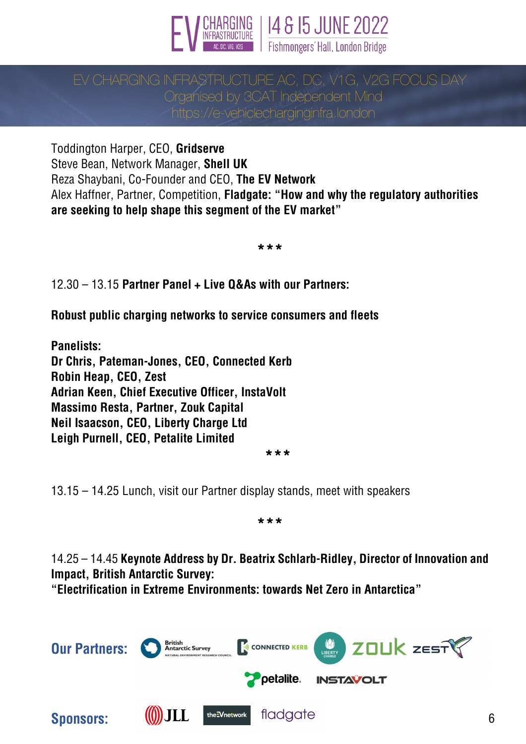Toddington Harper, CEO, **Gridserve**
Steve Bean, Network Manager, **Shell UK**
Reza Shaybani, Co-Founder and CEO, **The EV Network**
Alex Haffner, Partner, Competition, **Fladgate: "How and why the regulatory authorities are seeking to help shape this segment of the EV market"**

***

12.30 – 13.15 **Partner Panel + Live Q&As with our Partners:**

**Robust public charging networks to service consumers and fleets**

**Panelists:**
**Dr Chris, Pateman-Jones, CEO, Connected Kerb**
**Robin Heap, CEO, Zest**
**Adrian Keen, Chief Executive Officer, InstaVolt**
**Massimo Resta, Partner, Zouk Capital**
**Neil Isaacson, CEO, Liberty Charge Ltd**
**Leigh Purnell, CEO, Petalite Limited**

***

13.15 – 14.25 Lunch, visit our Partner display stands, meet with speakers

***

14.25 – 14.45 **Keynote Address by Dr. Beatrix Schlarb-Ridley, Director of Innovation and Impact, British Antarctic Survey:**
**"Electrification in Extreme Environments: towards Net Zero in Antarctica"**

**Our Partners:** British Antarctic Survey, Connected Kerb, Liberty Charge, Zouk, Zest, Petalite, InstaVolt

**Sponsors:** JLL, theEVnetwork, fladgate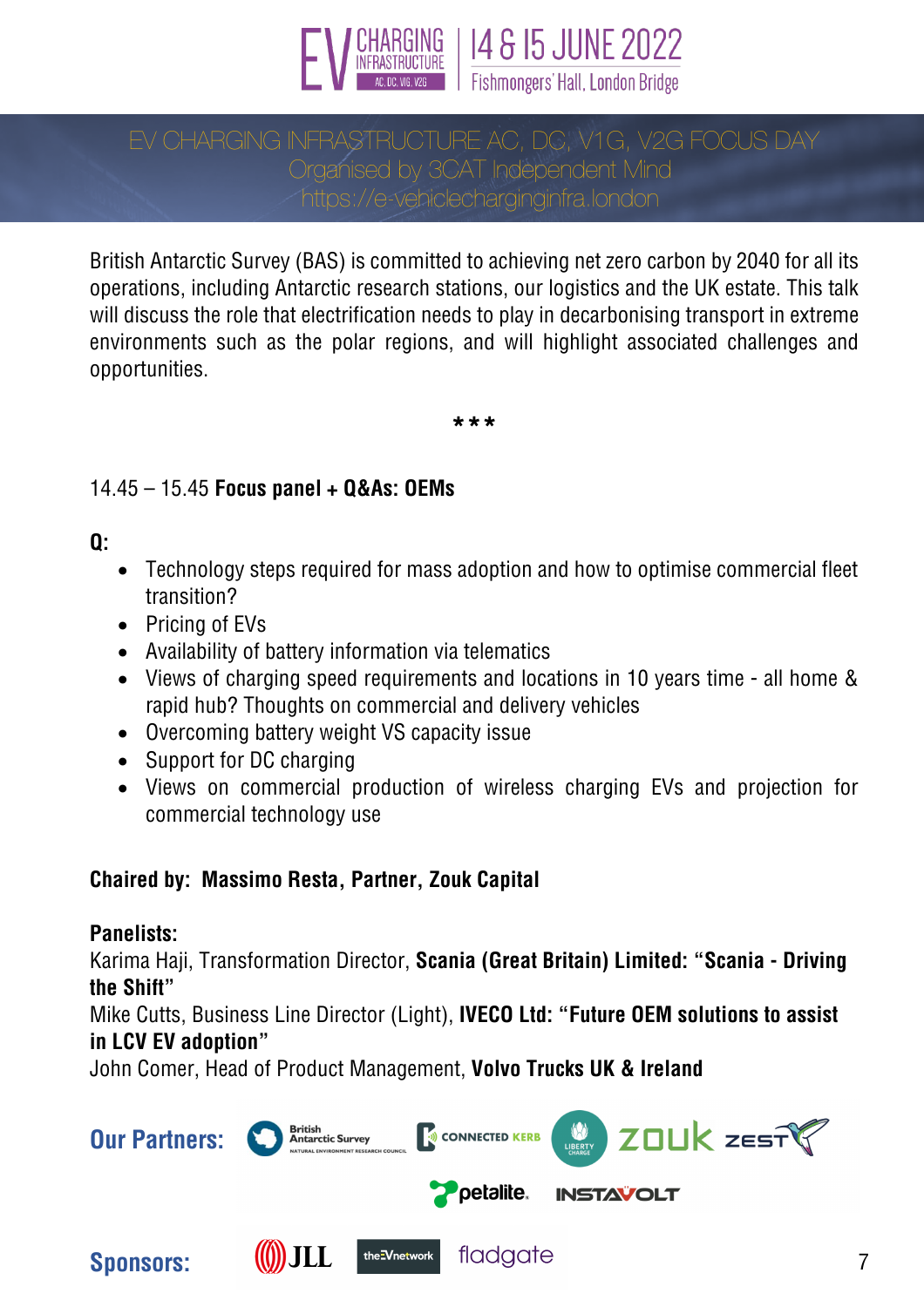British Antarctic Survey (BAS) is committed to achieving net zero carbon by 2040 for all its operations, including Antarctic research stations, our logistics and the UK estate. This talk will discuss the role that electrification needs to play in decarbonising transport in extreme environments such as the polar regions, and will highlight associated challenges and opportunities.

***

14.45 – 15.45 **Focus panel + Q&As: OEMs**

**Q:**

- Technology steps required for mass adoption and how to optimise commercial fleet transition?
- Pricing of EVs
- Availability of battery information via telematics
- Views of charging speed requirements and locations in 10 years time - all home & rapid hub? Thoughts on commercial and delivery vehicles
- Overcoming battery weight VS capacity issue
- Support for DC charging
- Views on commercial production of wireless charging EVs and projection for commercial technology use

**Chaired by: Massimo Resta, Partner, Zouk Capital**

**Panelists:**

Karima Haji, Transformation Director, **Scania (Great Britain) Limited: "Scania - Driving the Shift"**

Mike Cutts, Business Line Director (Light), **IVECO Ltd: "Future OEM solutions to assist in LCV EV adoption"**

John Comer, Head of Product Management, **Volvo Trucks UK & Ireland**

**Our Partners:** British Antarctic Survey, Connected Kerb, Liberty Charge, Zouk, Zest, Petalite, InstaVolt

**Sponsors:** JLL, theEVnetwork, fladgate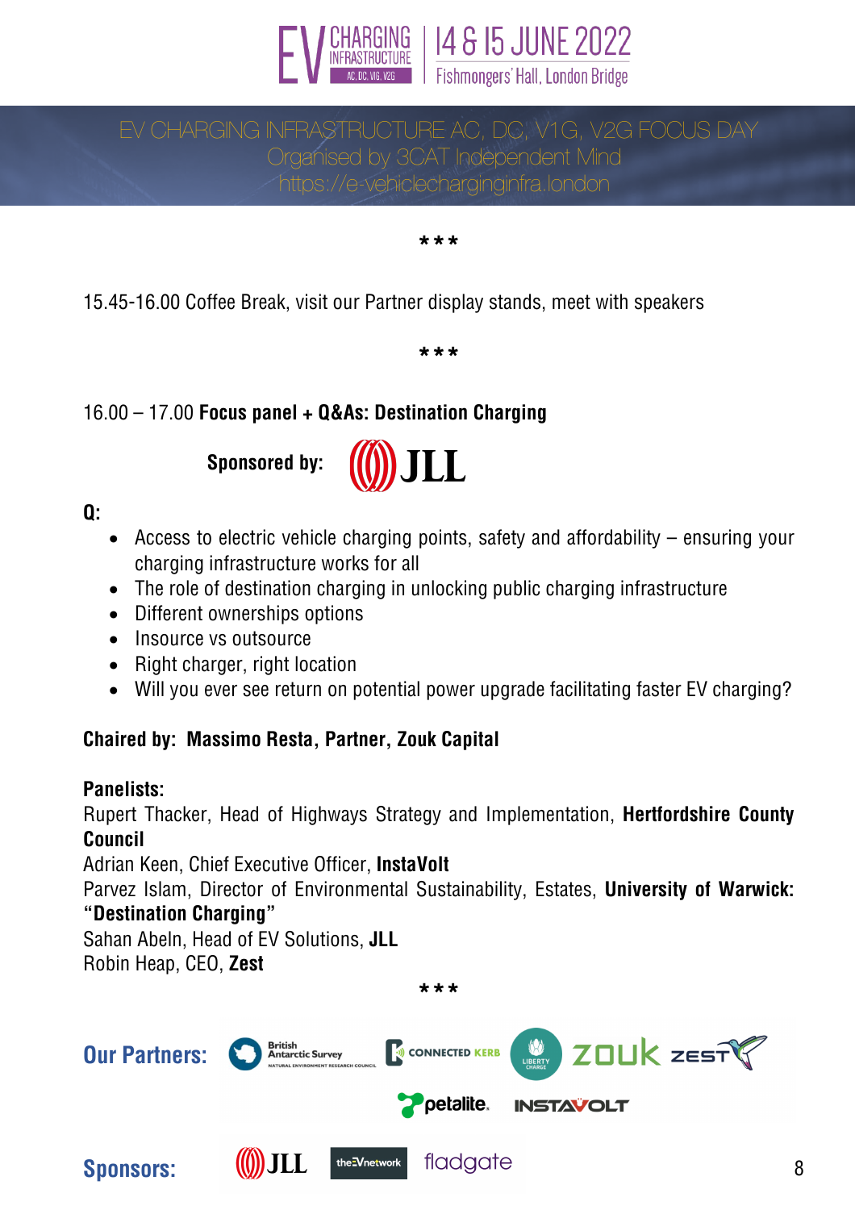EV CHARGING INFRASTRUCTURE AC, DC, V1G, V2G | 14 & 15 JUNE 2022 | Fishmongers' Hall, London Bridge

EV CHARGING INFRASTRUCTURE AC, DC, V1G, V2G FOCUS DAY
Organised by 3CAT Independent Mind
https://e-vehiclecharginginfra.london

\*\*\*

15.45-16.00 Coffee Break, visit our Partner display stands, meet with speakers

\*\*\*

16.00 – 17.00 **Focus panel + Q&As: Destination Charging**

**Sponsored by:** JLL

**Q:**

- Access to electric vehicle charging points, safety and affordability – ensuring your charging infrastructure works for all
- The role of destination charging in unlocking public charging infrastructure
- Different ownerships options
- Insource vs outsource
- Right charger, right location
- Will you ever see return on potential power upgrade facilitating faster EV charging?

**Chaired by: Massimo Resta, Partner, Zouk Capital**

**Panelists:**
Rupert Thacker, Head of Highways Strategy and Implementation, **Hertfordshire County Council**
Adrian Keen, Chief Executive Officer, **InstaVolt**
Parvez Islam, Director of Environmental Sustainability, Estates, **University of Warwick: "Destination Charging"**
Sahan Abeln, Head of EV Solutions, **JLL**
Robin Heap, CEO, **Zest**

\*\*\*

**Our Partners:** British Antarctic Survey, Connected Kerb, Liberty Charge, Zouk, Zest, Petalite, InstaVolt

**Sponsors:** JLL, theEVnetwork, fladgate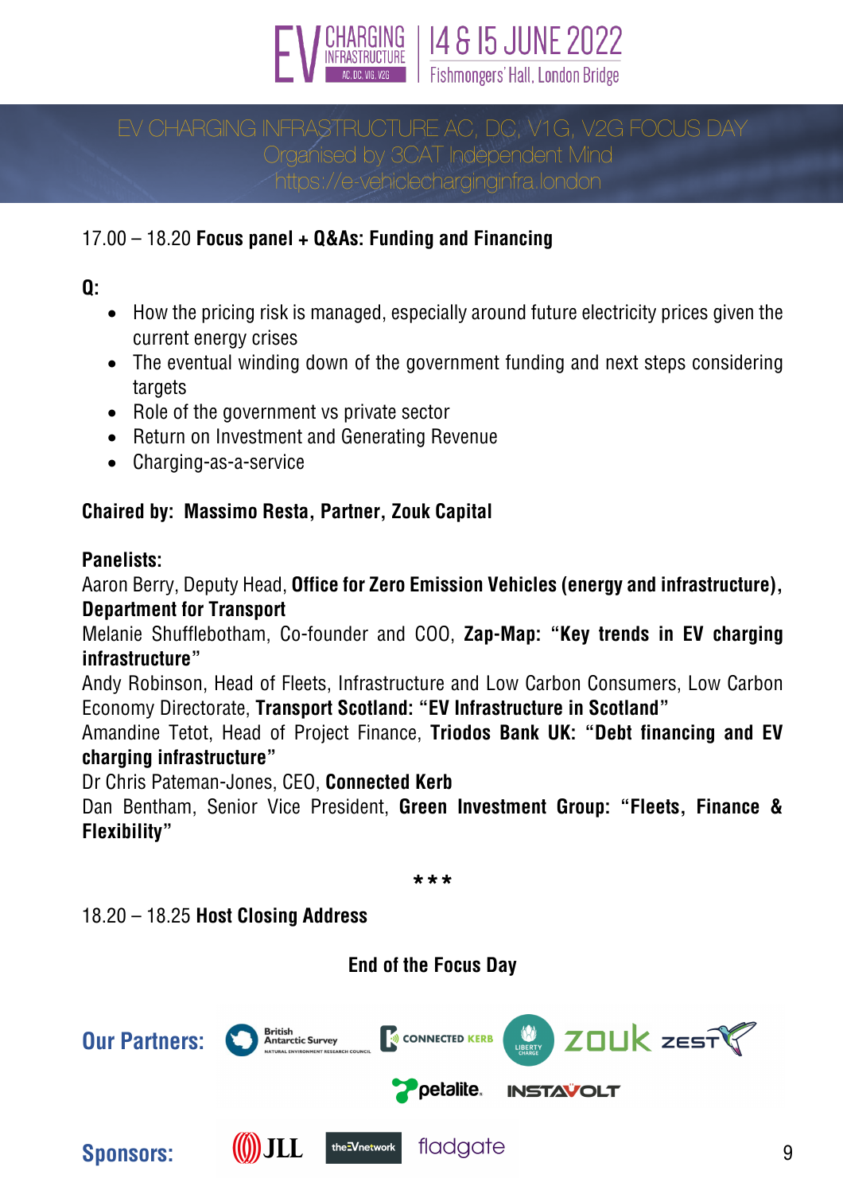EV CHARGING INFRASTRUCTURE AC, DC, V1G, V2G FOCUS DAY
Organised by 3CAT Independent Mind
https://e-vehiclecharginginfra.london

17.00 – 18.20 **Focus panel + Q&As: Funding and Financing**

**Q:**

- How the pricing risk is managed, especially around future electricity prices given the current energy crises
- The eventual winding down of the government funding and next steps considering targets
- Role of the government vs private sector
- Return on Investment and Generating Revenue
- Charging-as-a-service

**Chaired by: Massimo Resta, Partner, Zouk Capital**

**Panelists:**
Aaron Berry, Deputy Head, **Office for Zero Emission Vehicles (energy and infrastructure), Department for Transport**
Melanie Shufflebotham, Co-founder and COO, **Zap-Map: "Key trends in EV charging infrastructure"**
Andy Robinson, Head of Fleets, Infrastructure and Low Carbon Consumers, Low Carbon Economy Directorate, **Transport Scotland: "EV Infrastructure in Scotland"**
Amandine Tetot, Head of Project Finance, **Triodos Bank UK: "Debt financing and EV charging infrastructure"**
Dr Chris Pateman-Jones, CEO, **Connected Kerb**
Dan Bentham, Senior Vice President, **Green Investment Group: "Fleets, Finance & Flexibility"**

***

18.20 – 18.25 **Host Closing Address**

**End of the Focus Day**

**Our Partners:**

**Sponsors:**